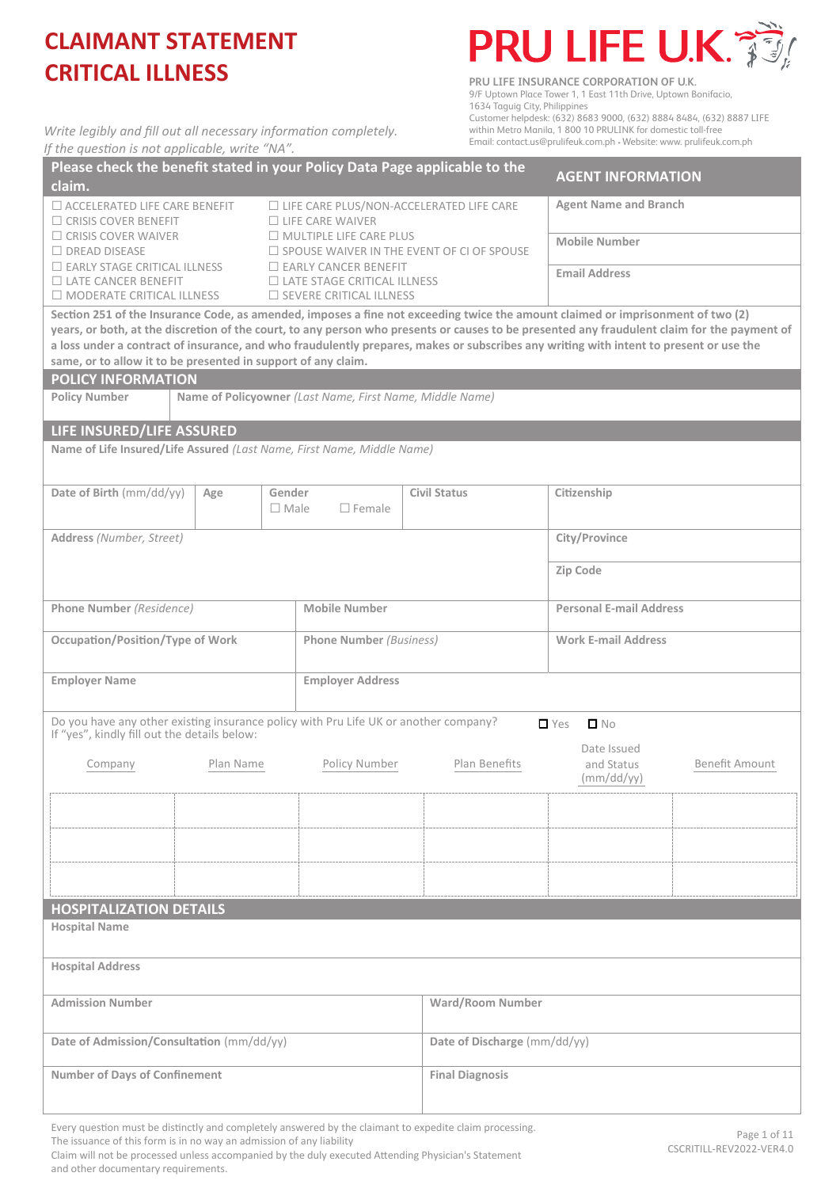# CLAIMANT STATEMENT CRITICAL ILLNESS

**PRU LIFE U.K.**

PRU LIFE INSURANCE CORPORATION OF U.K.
9/F Uptown Place Tower 1, 1 East 11th Drive, Uptown Bonifacio, 1634 Taguig City, Philippines
Customer helpdesk: (632) 8683 9000, (632) 8884 8484, (632) 8887 LIFE within Metro Manila, 1 800 10 PRULINK for domestic toll-free
Email: contact.us@prulifeuk.com.ph • Website: www. prulifeuk.com.ph

*Write legibly and fill out all necessary information completely.*
*If the question is not applicable, write "NA".*

## Please check the benefit stated in your Policy Data Page applicable to the claim.

- ☐ ACCELERATED LIFE CARE BENEFIT
- ☐ CRISIS COVER BENEFIT
- ☐ CRISIS COVER WAIVER
- ☐ DREAD DISEASE
- ☐ EARLY STAGE CRITICAL ILLNESS
- ☐ LATE CANCER BENEFIT
- ☐ MODERATE CRITICAL ILLNESS
- ☐ LIFE CARE PLUS/NON-ACCELERATED LIFE CARE
- ☐ LIFE CARE WAIVER
- ☐ MULTIPLE LIFE CARE PLUS
- ☐ SPOUSE WAIVER IN THE EVENT OF CI OF SPOUSE
- ☐ EARLY CANCER BENEFIT
- ☐ LATE STAGE CRITICAL ILLNESS
- ☐ SEVERE CRITICAL ILLNESS

## AGENT INFORMATION

| Agent Name and Branch |
|---|
| Mobile Number |
| Email Address |

**Section 251 of the Insurance Code, as amended, imposes a fine not exceeding twice the amount claimed or imprisonment of two (2) years, or both, at the discretion of the court, to any person who presents or causes to be presented any fraudulent claim for the payment of a loss under a contract of insurance, and who fraudulently prepares, makes or subscribes any writing with intent to present or use the same, or to allow it to be presented in support of any claim.**

## POLICY INFORMATION

| Policy Number | Name of Policyowner *(Last Name, First Name, Middle Name)* |
|---|---|
| | |

## LIFE INSURED/LIFE ASSURED

**Name of Life Insured/Life Assured** *(Last Name, First Name, Middle Name)*

| Date of Birth (mm/dd/yy) | Age | Gender ☐ Male ☐ Female | Civil Status | Citizenship |
|---|---|---|---|---|
| | | | | |

| Address *(Number, Street)* | City/Province |
|---|---|
| | Zip Code |

| Phone Number *(Residence)* | Mobile Number | Personal E-mail Address |
|---|---|---|
| **Occupation/Position/Type of Work** | **Phone Number** *(Business)* | **Work E-mail Address** |
| **Employer Name** | **Employer Address** | |

Do you have any other existing insurance policy with Pru Life UK or another company? ☐ Yes ☐ No
If "yes", kindly fill out the details below:

| Company | Plan Name | Policy Number | Plan Benefits | Date Issued and Status (mm/dd/yy) | Benefit Amount |
|---|---|---|---|---|---|
| | | | | | |
| | | | | | |
| | | | | | |

## HOSPITALIZATION DETAILS

| Hospital Name | |
|---|---|
| **Hospital Address** | |
| **Admission Number** | **Ward/Room Number** |
| **Date of Admission/Consultation** (mm/dd/yy) | **Date of Discharge** (mm/dd/yy) |
| **Number of Days of Confinement** | **Final Diagnosis** |

Every question must be distinctly and completely answered by the claimant to expedite claim processing.
The issuance of this form is in no way an admission of any liability
Claim will not be processed unless accompanied by the duly executed Attending Physician's Statement and other documentary requirements.

CSCRITILL-REV2022-VER4.0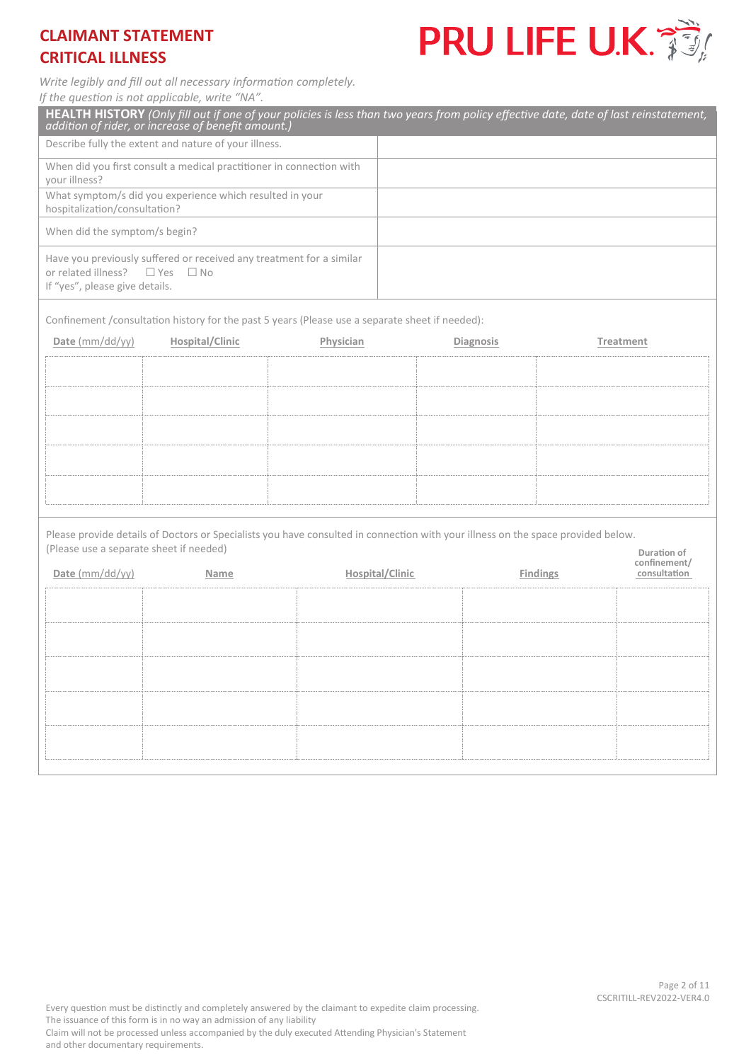# CLAIMANT STATEMENT
# CRITICAL ILLNESS

PRU LIFE U.K.

*Write legibly and fill out all necessary information completely.*
*If the question is not applicable, write "NA".*

## HEALTH HISTORY *(Only fill out if one of your policies is less than two years from policy effective date, date of last reinstatement, addition of rider, or increase of benefit amount.)*

| | |
|---|---|
| Describe fully the extent and nature of your illness. | |
| When did you first consult a medical practitioner in connection with your illness? | |
| What symptom/s did you experience which resulted in your hospitalization/consultation? | |
| When did the symptom/s begin? | |
| Have you previously suffered or received any treatment for a similar or related illness? ☐ Yes ☐ No<br>If "yes", please give details. | |

Confinement /consultation history for the past 5 years (Please use a separate sheet if needed):

| **Date** (mm/dd/yy) | **Hospital/Clinic** | **Physician** | **Diagnosis** | **Treatment** |
|---|---|---|---|---|
| | | | | |
| | | | | |
| | | | | |
| | | | | |
| | | | | |

Please provide details of Doctors or Specialists you have consulted in connection with your illness on the space provided below. (Please use a separate sheet if needed)

| **Date** (mm/dd/yy) | **Name** | **Hospital/Clinic** | **Findings** | **Duration of confinement/ consultation** |
|---|---|---|---|---|
| | | | | |
| | | | | |
| | | | | |
| | | | | |
| | | | | |

CSCRITILL-REV2022-VER4.0

Every question must be distinctly and completely answered by the claimant to expedite claim processing.
The issuance of this form is in no way an admission of any liability
Claim will not be processed unless accompanied by the duly executed Attending Physician's Statement and other documentary requirements.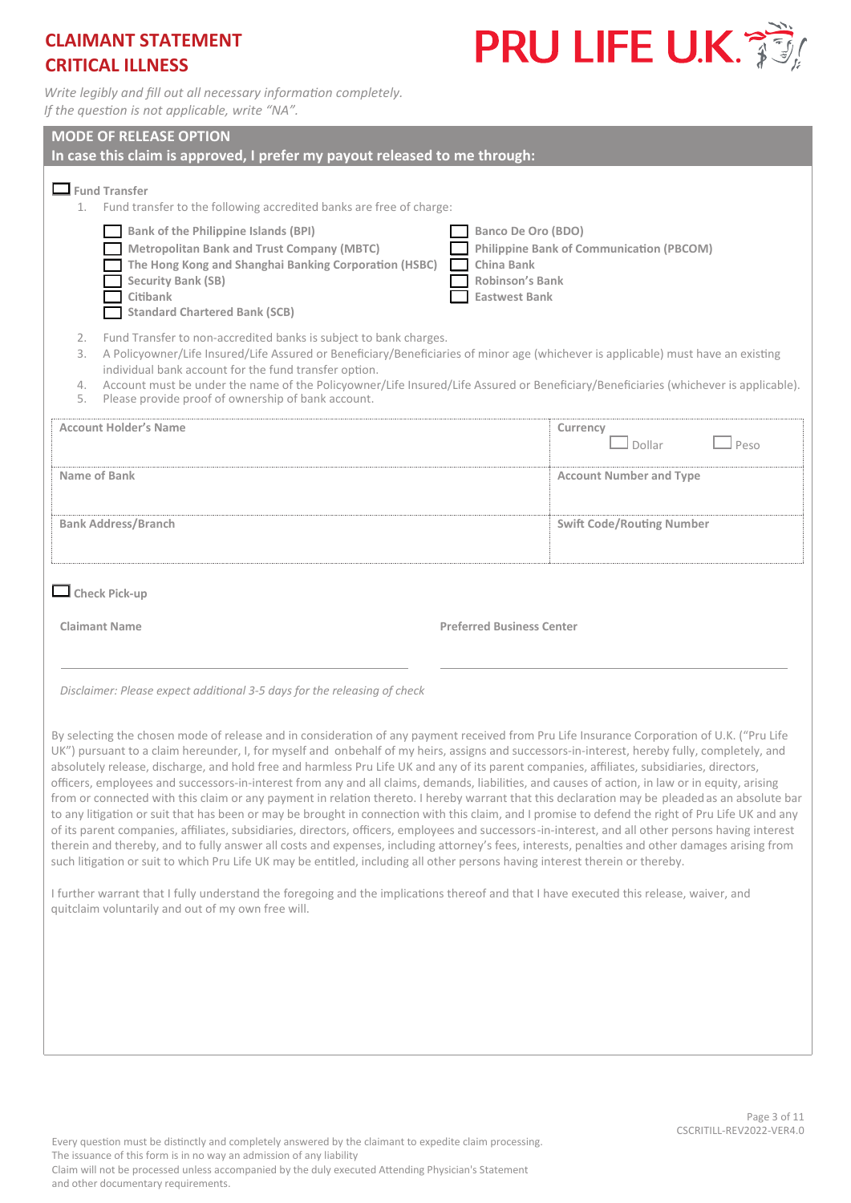# CLAIMANT STATEMENT
# CRITICAL ILLNESS

PRU LIFE U.K.

*Write legibly and fill out all necessary information completely.*
*If the question is not applicable, write "NA".*

## MODE OF RELEASE OPTION
**In case this claim is approved, I prefer my payout released to me through:**

☐ **Fund Transfer**

1. Fund transfer to the following accredited banks are free of charge:

   - ☐ **Bank of the Philippine Islands (BPI)**
   - ☐ **Metropolitan Bank and Trust Company (MBTC)**
   - ☐ **The Hong Kong and Shanghai Banking Corporation (HSBC)**
   - ☐ **Security Bank (SB)**
   - ☐ **Citibank**
   - ☐ **Standard Chartered Bank (SCB)**
   - ☐ **Banco De Oro (BDO)**
   - ☐ **Philippine Bank of Communication (PBCOM)**
   - ☐ **China Bank**
   - ☐ **Robinson's Bank**
   - ☐ **Eastwest Bank**

2. Fund Transfer to non-accredited banks is subject to bank charges.
3. A Policyowner/Life Insured/Life Assured or Beneficiary/Beneficiaries of minor age (whichever is applicable) must have an existing individual bank account for the fund transfer option.
4. Account must be under the name of the Policyowner/Life Insured/Life Assured or Beneficiary/Beneficiaries (whichever is applicable).
5. Please provide proof of ownership of bank account.

| Account Holder's Name | Currency ☐ Dollar ☐ Peso |
|---|---|
| **Name of Bank** | **Account Number and Type** |
| **Bank Address/Branch** | **Swift Code/Routing Number** |

☐ **Check Pick-up**

| Claimant Name | Preferred Business Center |
|---|---|
| | |

*Disclaimer: Please expect additional 3-5 days for the releasing of check*

By selecting the chosen mode of release and in consideration of any payment received from Pru Life Insurance Corporation of U.K. ("Pru Life UK") pursuant to a claim hereunder, I, for myself and onbehalf of my heirs, assigns and successors-in-interest, hereby fully, completely, and absolutely release, discharge, and hold free and harmless Pru Life UK and any of its parent companies, affiliates, subsidiaries, directors, officers, employees and successors-in-interest from any and all claims, demands, liabilities, and causes of action, in law or in equity, arising from or connected with this claim or any payment in relation thereto. I hereby warrant that this declaration may be pleaded as an absolute bar to any litigation or suit that has been or may be brought in connection with this claim, and I promise to defend the right of Pru Life UK and any of its parent companies, affiliates, subsidiaries, directors, officers, employees and successors-in-interest, and all other persons having interest therein and thereby, and to fully answer all costs and expenses, including attorney's fees, interests, penalties and other damages arising from such litigation or suit to which Pru Life UK may be entitled, including all other persons having interest therein or thereby.

I further warrant that I fully understand the foregoing and the implications thereof and that I have executed this release, waiver, and quitclaim voluntarily and out of my own free will.

CSCRITILL-REV2022-VER4.0

Every question must be distinctly and completely answered by the claimant to expedite claim processing.
The issuance of this form is in no way an admission of any liability
Claim will not be processed unless accompanied by the duly executed Attending Physician's Statement and other documentary requirements.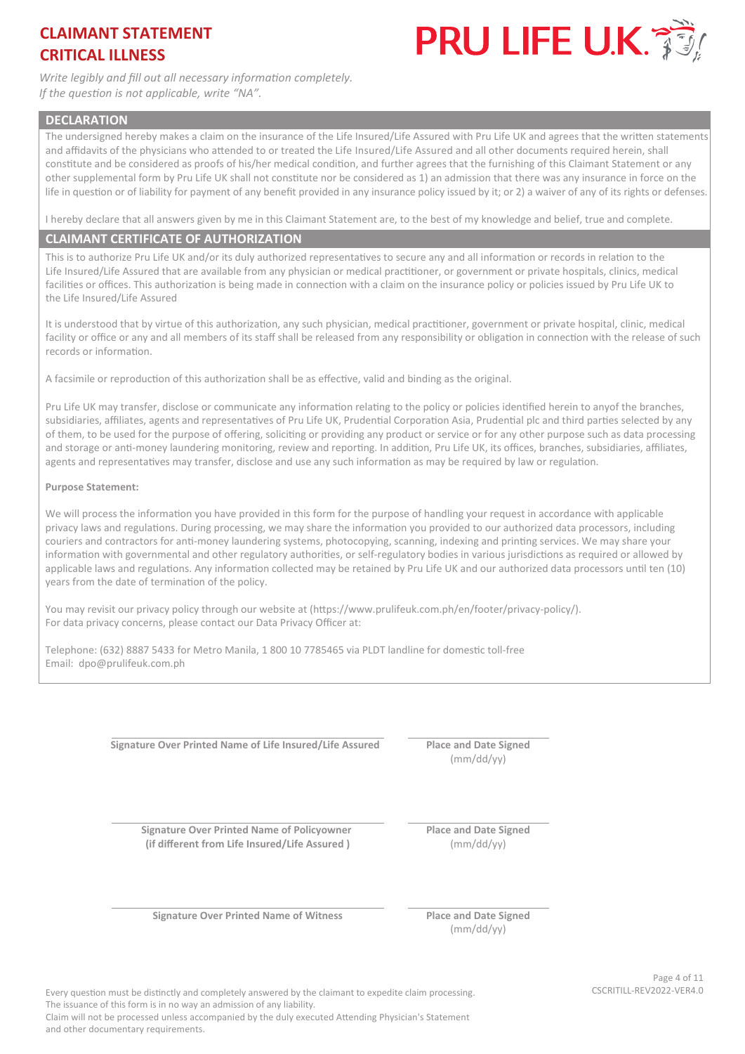# CLAIMANT STATEMENT CRITICAL ILLNESS

PRU LIFE U.K.

*Write legibly and fill out all necessary information completely.*
*If the question is not applicable, write "NA".*

## DECLARATION

The undersigned hereby makes a claim on the insurance of the Life Insured/Life Assured with Pru Life UK and agrees that the written statements and affidavits of the physicians who attended to or treated the Life Insured/Life Assured and all other documents required herein, shall constitute and be considered as proofs of his/her medical condition, and further agrees that the furnishing of this Claimant Statement or any other supplemental form by Pru Life UK shall not constitute nor be considered as 1) an admission that there was any insurance in force on the life in question or of liability for payment of any benefit provided in any insurance policy issued by it; or 2) a waiver of any of its rights or defenses.

I hereby declare that all answers given by me in this Claimant Statement are, to the best of my knowledge and belief, true and complete.

## CLAIMANT CERTIFICATE OF AUTHORIZATION

This is to authorize Pru Life UK and/or its duly authorized representatives to secure any and all information or records in relation to the Life Insured/Life Assured that are available from any physician or medical practitioner, or government or private hospitals, clinics, medical facilities or offices. This authorization is being made in connection with a claim on the insurance policy or policies issued by Pru Life UK to the Life Insured/Life Assured

It is understood that by virtue of this authorization, any such physician, medical practitioner, government or private hospital, clinic, medical facility or office or any and all members of its staff shall be released from any responsibility or obligation in connection with the release of such records or information.

A facsimile or reproduction of this authorization shall be as effective, valid and binding as the original.

Pru Life UK may transfer, disclose or communicate any information relating to the policy or policies identified herein to anyof the branches, subsidiaries, affiliates, agents and representatives of Pru Life UK, Prudential Corporation Asia, Prudential plc and third parties selected by any of them, to be used for the purpose of offering, soliciting or providing any product or service or for any other purpose such as data processing and storage or anti-money laundering monitoring, review and reporting. In addition, Pru Life UK, its offices, branches, subsidiaries, affiliates, agents and representatives may transfer, disclose and use any such information as may be required by law or regulation.

**Purpose Statement:**

We will process the information you have provided in this form for the purpose of handling your request in accordance with applicable privacy laws and regulations. During processing, we may share the information you provided to our authorized data processors, including couriers and contractors for anti-money laundering systems, photocopying, scanning, indexing and printing services. We may share your information with governmental and other regulatory authorities, or self-regulatory bodies in various jurisdictions as required or allowed by applicable laws and regulations. Any information collected may be retained by Pru Life UK and our authorized data processors until ten (10) years from the date of termination of the policy.

You may revisit our privacy policy through our website at (https://www.prulifeuk.com.ph/en/footer/privacy-policy/).
For data privacy concerns, please contact our Data Privacy Officer at:

Telephone: (632) 8887 5433 for Metro Manila, 1 800 10 7785465 via PLDT landline for domestic toll-free
Email: dpo@prulifeuk.com.ph

| | |
|---|---|
| ______________________________ | ______________________________ |
| **Signature Over Printed Name of Life Insured/Life Assured** | **Place and Date Signed** (mm/dd/yy) |
| ______________________________ | ______________________________ |
| **Signature Over Printed Name of Policyowner (if different from Life Insured/Life Assured )** | **Place and Date Signed** (mm/dd/yy) |
| ______________________________ | ______________________________ |
| **Signature Over Printed Name of Witness** | **Place and Date Signed** (mm/dd/yy) |

Every question must be distinctly and completely answered by the claimant to expedite claim processing.
The issuance of this form is in no way an admission of any liability.
Claim will not be processed unless accompanied by the duly executed Attending Physician's Statement and other documentary requirements.

CSCRITILL-REV2022-VER4.0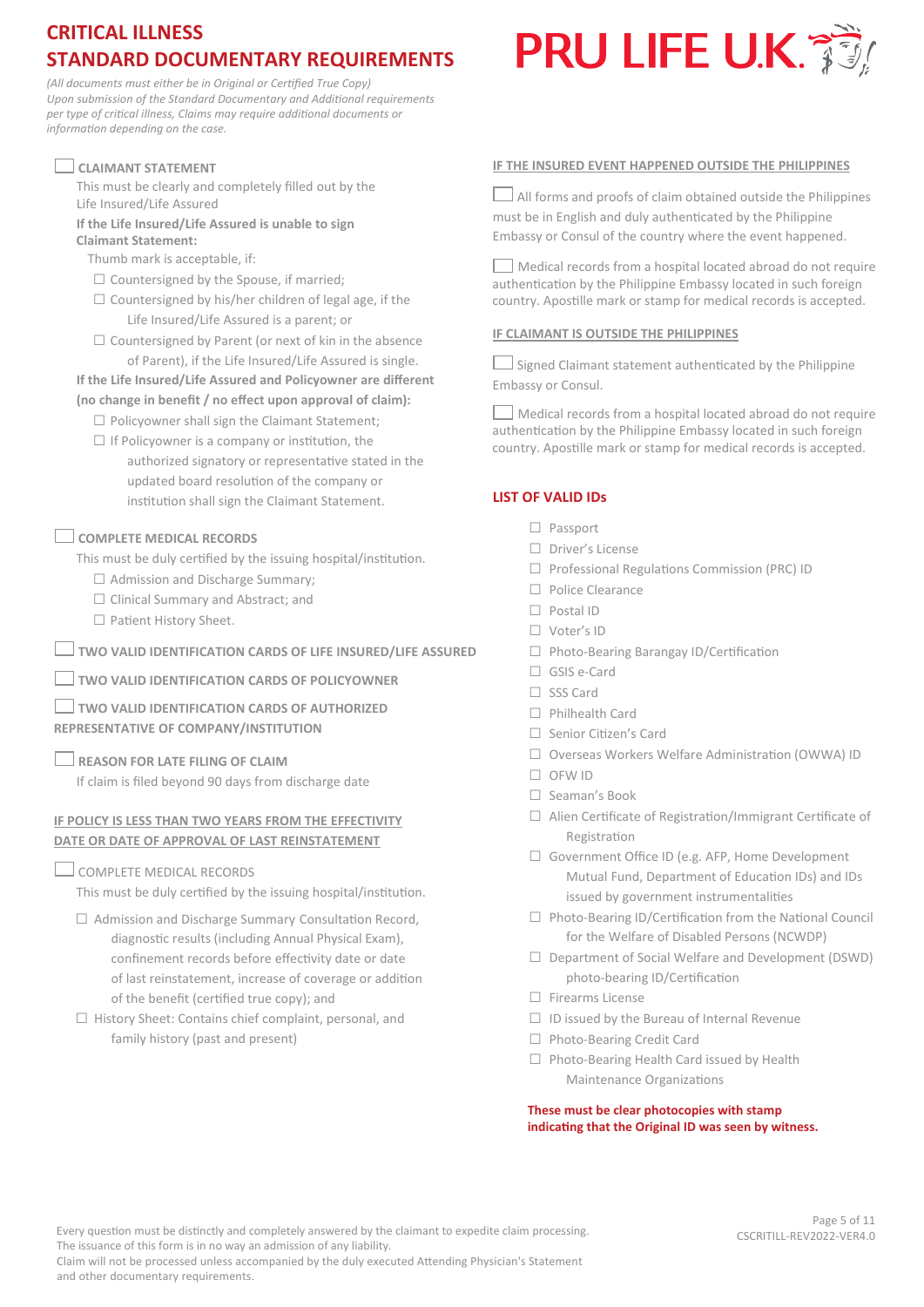# CRITICAL ILLNESS STANDARD DOCUMENTARY REQUIREMENTS

PRU LIFE U.K.

*(All documents must either be in Original or Certified True Copy)*
*Upon submission of the Standard Documentary and Additional requirements per type of critical illness, Claims may require additional documents or information depending on the case.*

☐ **CLAIMANT STATEMENT**

This must be clearly and completely filled out by the Life Insured/Life Assured

**If the Life Insured/Life Assured is unable to sign Claimant Statement:**

Thumb mark is acceptable, if:

- ☐ Countersigned by the Spouse, if married;
- ☐ Countersigned by his/her children of legal age, if the Life Insured/Life Assured is a parent; or
- ☐ Countersigned by Parent (or next of kin in the absence of Parent), if the Life Insured/Life Assured is single.

**If the Life Insured/Life Assured and Policyowner are different (no change in benefit / no effect upon approval of claim):**

- ☐ Policyowner shall sign the Claimant Statement;
- ☐ If Policyowner is a company or institution, the authorized signatory or representative stated in the updated board resolution of the company or institution shall sign the Claimant Statement.

☐ **COMPLETE MEDICAL RECORDS**

This must be duly certified by the issuing hospital/institution.

- ☐ Admission and Discharge Summary;
- ☐ Clinical Summary and Abstract; and
- ☐ Patient History Sheet.

☐ **TWO VALID IDENTIFICATION CARDS OF LIFE INSURED/LIFE ASSURED**

☐ **TWO VALID IDENTIFICATION CARDS OF POLICYOWNER**

☐ **TWO VALID IDENTIFICATION CARDS OF AUTHORIZED REPRESENTATIVE OF COMPANY/INSTITUTION**

☐ **REASON FOR LATE FILING OF CLAIM**

If claim is filed beyond 90 days from discharge date

## IF POLICY IS LESS THAN TWO YEARS FROM THE EFFECTIVITY DATE OR DATE OF APPROVAL OF LAST REINSTATEMENT

☐ COMPLETE MEDICAL RECORDS

This must be duly certified by the issuing hospital/institution.

- ☐ Admission and Discharge Summary Consultation Record, diagnostic results (including Annual Physical Exam), confinement records before effectivity date or date of last reinstatement, increase of coverage or addition of the benefit (certified true copy); and
- ☐ History Sheet: Contains chief complaint, personal, and family history (past and present)

## IF THE INSURED EVENT HAPPENED OUTSIDE THE PHILIPPINES

☐ All forms and proofs of claim obtained outside the Philippines must be in English and duly authenticated by the Philippine Embassy or Consul of the country where the event happened.

☐ Medical records from a hospital located abroad do not require authentication by the Philippine Embassy located in such foreign country. Apostille mark or stamp for medical records is accepted.

## IF CLAIMANT IS OUTSIDE THE PHILIPPINES

☐ Signed Claimant statement authenticated by the Philippine Embassy or Consul.

☐ Medical records from a hospital located abroad do not require authentication by the Philippine Embassy located in such foreign country. Apostille mark or stamp for medical records is accepted.

## LIST OF VALID IDs

- ☐ Passport
- ☐ Driver's License
- ☐ Professional Regulations Commission (PRC) ID
- ☐ Police Clearance
- ☐ Postal ID
- ☐ Voter's ID
- ☐ Photo-Bearing Barangay ID/Certification
- ☐ GSIS e-Card
- ☐ SSS Card
- ☐ Philhealth Card
- ☐ Senior Citizen's Card
- ☐ Overseas Workers Welfare Administration (OWWA) ID
- ☐ OFW ID
- ☐ Seaman's Book
- ☐ Alien Certificate of Registration/Immigrant Certificate of Registration
- ☐ Government Office ID (e.g. AFP, Home Development Mutual Fund, Department of Education IDs) and IDs issued by government instrumentalities
- ☐ Photo-Bearing ID/Certification from the National Council for the Welfare of Disabled Persons (NCWDP)
- ☐ Department of Social Welfare and Development (DSWD) photo-bearing ID/Certification
- ☐ Firearms License
- ☐ ID issued by the Bureau of Internal Revenue
- ☐ Photo-Bearing Credit Card
- ☐ Photo-Bearing Health Card issued by Health Maintenance Organizations

**These must be clear photocopies with stamp indicating that the Original ID was seen by witness.**

Every question must be distinctly and completely answered by the claimant to expedite claim processing.
The issuance of this form is in no way an admission of any liability.
Claim will not be processed unless accompanied by the duly executed Attending Physician's Statement and other documentary requirements.

CSCRITILL-REV2022-VER4.0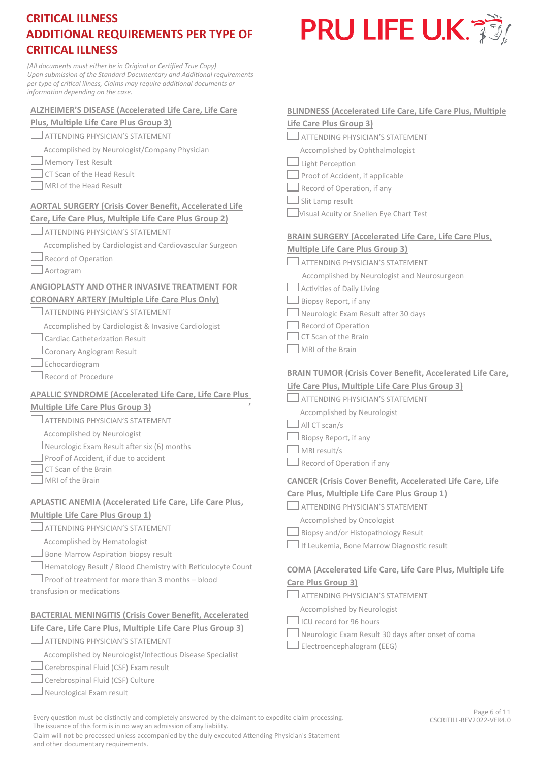# CRITICAL ILLNESS ADDITIONAL REQUIREMENTS PER TYPE OF CRITICAL ILLNESS

PRU LIFE U.K.

*(All documents must either be in Original or Certified True Copy)*
*Upon submission of the Standard Documentary and Additional requirements per type of critical illness, Claims may require additional documents or information depending on the case.*

### ALZHEIMER'S DISEASE (Accelerated Life Care, Life Care Plus, Multiple Life Care Plus Group 3)

- ☐ ATTENDING PHYSICIAN'S STATEMENT
  Accomplished by Neurologist/Company Physician
- ☐ Memory Test Result
- ☐ CT Scan of the Head Result
- ☐ MRI of the Head Result

### AORTAL SURGERY (Crisis Cover Benefit, Accelerated Life Care, Life Care Plus, Multiple Life Care Plus Group 2)

- ☐ ATTENDING PHYSICIAN'S STATEMENT
  Accomplished by Cardiologist and Cardiovascular Surgeon
- ☐ Record of Operation
- ☐ Aortogram

### ANGIOPLASTY AND OTHER INVASIVE TREATMENT FOR CORONARY ARTERY (Multiple Life Care Plus Only)

- ☐ ATTENDING PHYSICIAN'S STATEMENT
  Accomplished by Cardiologist & Invasive Cardiologist
- ☐ Cardiac Catheterization Result
- ☐ Coronary Angiogram Result
- ☐ Echocardiogram
- ☐ Record of Procedure

### APALLIC SYNDROME (Accelerated Life Care, Life Care Plus, Multiple Life Care Plus Group 3)

- ☐ ATTENDING PHYSICIAN'S STATEMENT
  Accomplished by Neurologist
- ☐ Neurologic Exam Result after six (6) months
- ☐ Proof of Accident, if due to accident
- ☐ CT Scan of the Brain
- ☐ MRI of the Brain

### APLASTIC ANEMIA (Accelerated Life Care, Life Care Plus, Multiple Life Care Plus Group 1)

- ☐ ATTENDING PHYSICIAN'S STATEMENT
  Accomplished by Hematologist
- ☐ Bone Marrow Aspiration biopsy result
- ☐ Hematology Result / Blood Chemistry with Reticulocyte Count
- ☐ Proof of treatment for more than 3 months – blood transfusion or medications

### BACTERIAL MENINGITIS (Crisis Cover Benefit, Accelerated Life Care, Life Care Plus, Multiple Life Care Plus Group 3)

- ☐ ATTENDING PHYSICIAN'S STATEMENT
  Accomplished by Neurologist/Infectious Disease Specialist
- ☐ Cerebrospinal Fluid (CSF) Exam result
- ☐ Cerebrospinal Fluid (CSF) Culture
- ☐ Neurological Exam result

### BLINDNESS (Accelerated Life Care, Life Care Plus, Multiple Life Care Plus Group 3)

- ☐ ATTENDING PHYSICIAN'S STATEMENT
  Accomplished by Ophthalmologist
- ☐ Light Perception
- ☐ Proof of Accident, if applicable
- ☐ Record of Operation, if any
- ☐ Slit Lamp result
- ☐ Visual Acuity or Snellen Eye Chart Test

### BRAIN SURGERY (Accelerated Life Care, Life Care Plus, Multiple Life Care Plus Group 3)

- ☐ ATTENDING PHYSICIAN'S STATEMENT
  Accomplished by Neurologist and Neurosurgeon
- ☐ Activities of Daily Living
- ☐ Biopsy Report, if any
- ☐ Neurologic Exam Result after 30 days
- ☐ Record of Operation
- ☐ CT Scan of the Brain
- ☐ MRI of the Brain

### BRAIN TUMOR (Crisis Cover Benefit, Accelerated Life Care, Life Care Plus, Multiple Life Care Plus Group 3)

- ☐ ATTENDING PHYSICIAN'S STATEMENT
  Accomplished by Neurologist
- ☐ All CT scan/s
- ☐ Biopsy Report, if any
- ☐ MRI result/s
- ☐ Record of Operation if any

### CANCER (Crisis Cover Benefit, Accelerated Life Care, Life Care Plus, Multiple Life Care Plus Group 1)

- ☐ ATTENDING PHYSICIAN'S STATEMENT
  Accomplished by Oncologist
- ☐ Biopsy and/or Histopathology Result
- ☐ If Leukemia, Bone Marrow Diagnostic result

### COMA (Accelerated Life Care, Life Care Plus, Multiple Life Care Plus Group 3)

- ☐ ATTENDING PHYSICIAN'S STATEMENT
  Accomplished by Neurologist
- ☐ ICU record for 96 hours
- ☐ Neurologic Exam Result 30 days after onset of coma
- ☐ Electroencephalogram (EEG)

Every question must be distinctly and completely answered by the claimant to expedite claim processing.
The issuance of this form is in no way an admission of any liability.
Claim will not be processed unless accompanied by the duly executed Attending Physician's Statement and other documentary requirements.

CSCRITILL-REV2022-VER4.0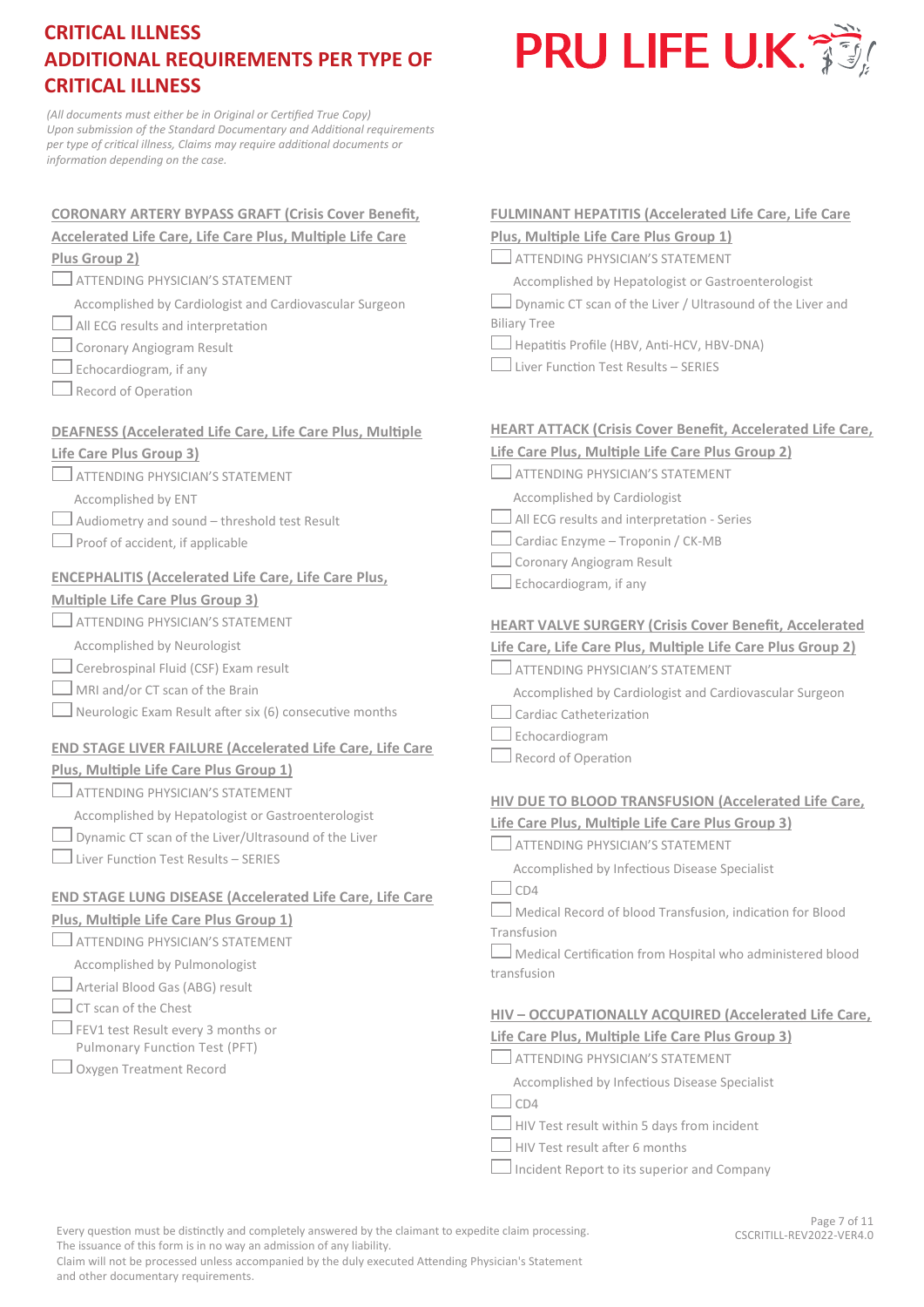# CRITICAL ILLNESS ADDITIONAL REQUIREMENTS PER TYPE OF CRITICAL ILLNESS

PRU LIFE U.K.

*(All documents must either be in Original or Certified True Copy) Upon submission of the Standard Documentary and Additional requirements per type of critical illness, Claims may require additional documents or information depending on the case.*

**CORONARY ARTERY BYPASS GRAFT (Crisis Cover Benefit, Accelerated Life Care, Life Care Plus, Multiple Life Care Plus Group 2)**

- ☐ ATTENDING PHYSICIAN'S STATEMENT
  Accomplished by Cardiologist and Cardiovascular Surgeon
- ☐ All ECG results and interpretation
- ☐ Coronary Angiogram Result
- ☐ Echocardiogram, if any
- ☐ Record of Operation

**DEAFNESS (Accelerated Life Care, Life Care Plus, Multiple Life Care Plus Group 3)**

- ☐ ATTENDING PHYSICIAN'S STATEMENT
  Accomplished by ENT
- ☐ Audiometry and sound – threshold test Result
- ☐ Proof of accident, if applicable

**ENCEPHALITIS (Accelerated Life Care, Life Care Plus, Multiple Life Care Plus Group 3)**

- ☐ ATTENDING PHYSICIAN'S STATEMENT
  Accomplished by Neurologist
- ☐ Cerebrospinal Fluid (CSF) Exam result
- ☐ MRI and/or CT scan of the Brain
- ☐ Neurologic Exam Result after six (6) consecutive months

**END STAGE LIVER FAILURE (Accelerated Life Care, Life Care Plus, Multiple Life Care Plus Group 1)**

- ☐ ATTENDING PHYSICIAN'S STATEMENT
  Accomplished by Hepatologist or Gastroenterologist
- ☐ Dynamic CT scan of the Liver/Ultrasound of the Liver
- ☐ Liver Function Test Results – SERIES

**END STAGE LUNG DISEASE (Accelerated Life Care, Life Care Plus, Multiple Life Care Plus Group 1)**

- ☐ ATTENDING PHYSICIAN'S STATEMENT
  Accomplished by Pulmonologist
- ☐ Arterial Blood Gas (ABG) result
- ☐ CT scan of the Chest
- ☐ FEV1 test Result every 3 months or Pulmonary Function Test (PFT)
- ☐ Oxygen Treatment Record

**FULMINANT HEPATITIS (Accelerated Life Care, Life Care Plus, Multiple Life Care Plus Group 1)**

- ☐ ATTENDING PHYSICIAN'S STATEMENT
  Accomplished by Hepatologist or Gastroenterologist
- ☐ Dynamic CT scan of the Liver / Ultrasound of the Liver and Biliary Tree
- ☐ Hepatitis Profile (HBV, Anti-HCV, HBV-DNA)
- ☐ Liver Function Test Results – SERIES

**HEART ATTACK (Crisis Cover Benefit, Accelerated Life Care, Life Care Plus, Multiple Life Care Plus Group 2)**

- ☐ ATTENDING PHYSICIAN'S STATEMENT
  Accomplished by Cardiologist
- ☐ All ECG results and interpretation - Series
- ☐ Cardiac Enzyme – Troponin / CK-MB
- ☐ Coronary Angiogram Result
- ☐ Echocardiogram, if any

**HEART VALVE SURGERY (Crisis Cover Benefit, Accelerated Life Care, Life Care Plus, Multiple Life Care Plus Group 2)**

- ☐ ATTENDING PHYSICIAN'S STATEMENT
  Accomplished by Cardiologist and Cardiovascular Surgeon
- ☐ Cardiac Catheterization
- ☐ Echocardiogram
- ☐ Record of Operation

**HIV DUE TO BLOOD TRANSFUSION (Accelerated Life Care, Life Care Plus, Multiple Life Care Plus Group 3)**

- ☐ ATTENDING PHYSICIAN'S STATEMENT
  Accomplished by Infectious Disease Specialist
- ☐ CD4
- ☐ Medical Record of blood Transfusion, indication for Blood Transfusion
- ☐ Medical Certification from Hospital who administered blood transfusion

**HIV – OCCUPATIONALLY ACQUIRED (Accelerated Life Care, Life Care Plus, Multiple Life Care Plus Group 3)**

- ☐ ATTENDING PHYSICIAN'S STATEMENT
  Accomplished by Infectious Disease Specialist
- ☐ CD4
- ☐ HIV Test result within 5 days from incident
- ☐ HIV Test result after 6 months
- ☐ Incident Report to its superior and Company

Every question must be distinctly and completely answered by the claimant to expedite claim processing.
The issuance of this form is in no way an admission of any liability.
Claim will not be processed unless accompanied by the duly executed Attending Physician's Statement and other documentary requirements.

CSCRITILL-REV2022-VER4.0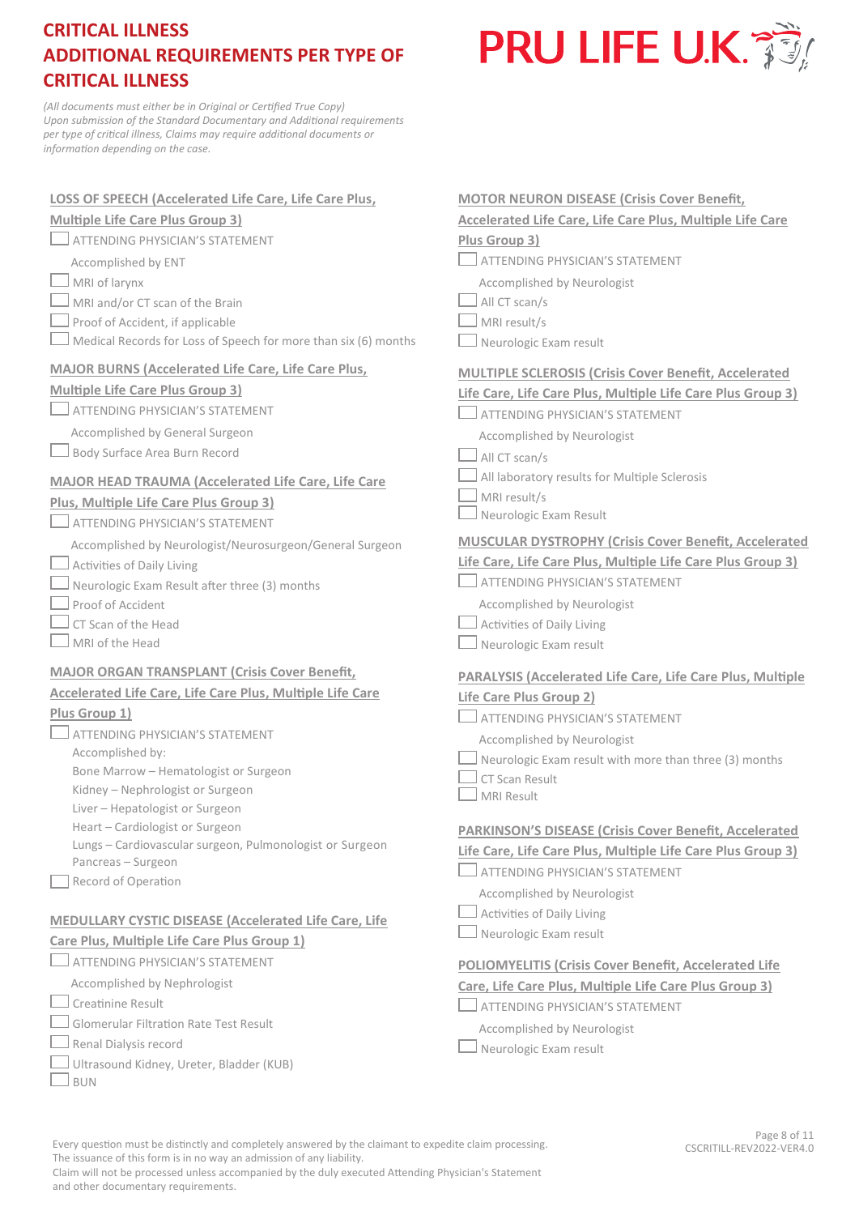# CRITICAL ILLNESS ADDITIONAL REQUIREMENTS PER TYPE OF CRITICAL ILLNESS

PRU LIFE U.K.

*(All documents must either be in Original or Certified True Copy)*
*Upon submission of the Standard Documentary and Additional requirements per type of critical illness, Claims may require additional documents or information depending on the case.*

### LOSS OF SPEECH (Accelerated Life Care, Life Care Plus, Multiple Life Care Plus Group 3)

- ☐ ATTENDING PHYSICIAN'S STATEMENT
  Accomplished by ENT
- ☐ MRI of larynx
- ☐ MRI and/or CT scan of the Brain
- ☐ Proof of Accident, if applicable
- ☐ Medical Records for Loss of Speech for more than six (6) months

### MAJOR BURNS (Accelerated Life Care, Life Care Plus, Multiple Life Care Plus Group 3)

- ☐ ATTENDING PHYSICIAN'S STATEMENT
  Accomplished by General Surgeon
- ☐ Body Surface Area Burn Record

### MAJOR HEAD TRAUMA (Accelerated Life Care, Life Care Plus, Multiple Life Care Plus Group 3)

- ☐ ATTENDING PHYSICIAN'S STATEMENT
  Accomplished by Neurologist/Neurosurgeon/General Surgeon
- ☐ Activities of Daily Living
- ☐ Neurologic Exam Result after three (3) months
- ☐ Proof of Accident
- ☐ CT Scan of the Head
- ☐ MRI of the Head

### MAJOR ORGAN TRANSPLANT (Crisis Cover Benefit, Accelerated Life Care, Life Care Plus, Multiple Life Care Plus Group 1)

- ☐ ATTENDING PHYSICIAN'S STATEMENT
  Accomplished by:
  Bone Marrow – Hematologist or Surgeon
  Kidney – Nephrologist or Surgeon
  Liver – Hepatologist or Surgeon
  Heart – Cardiologist or Surgeon
  Lungs – Cardiovascular surgeon, Pulmonologist or Surgeon
  Pancreas – Surgeon
- ☐ Record of Operation

### MEDULLARY CYSTIC DISEASE (Accelerated Life Care, Life Care Plus, Multiple Life Care Plus Group 1)

- ☐ ATTENDING PHYSICIAN'S STATEMENT
  Accomplished by Nephrologist
- ☐ Creatinine Result
- ☐ Glomerular Filtration Rate Test Result
- ☐ Renal Dialysis record
- ☐ Ultrasound Kidney, Ureter, Bladder (KUB)
- ☐ BUN

### MOTOR NEURON DISEASE (Crisis Cover Benefit, Accelerated Life Care, Life Care Plus, Multiple Life Care Plus Group 3)

- ☐ ATTENDING PHYSICIAN'S STATEMENT
  Accomplished by Neurologist
- ☐ All CT scan/s
- ☐ MRI result/s
- ☐ Neurologic Exam result

### MULTIPLE SCLEROSIS (Crisis Cover Benefit, Accelerated Life Care, Life Care Plus, Multiple Life Care Plus Group 3)

- ☐ ATTENDING PHYSICIAN'S STATEMENT
  Accomplished by Neurologist
- ☐ All CT scan/s
- ☐ All laboratory results for Multiple Sclerosis
- ☐ MRI result/s
- ☐ Neurologic Exam Result

### MUSCULAR DYSTROPHY (Crisis Cover Benefit, Accelerated Life Care, Life Care Plus, Multiple Life Care Plus Group 3)

- ☐ ATTENDING PHYSICIAN'S STATEMENT
  Accomplished by Neurologist
- ☐ Activities of Daily Living
- ☐ Neurologic Exam result

### PARALYSIS (Accelerated Life Care, Life Care Plus, Multiple Life Care Plus Group 2)

- ☐ ATTENDING PHYSICIAN'S STATEMENT
  Accomplished by Neurologist
- ☐ Neurologic Exam result with more than three (3) months
- ☐ CT Scan Result
- ☐ MRI Result

### PARKINSON'S DISEASE (Crisis Cover Benefit, Accelerated Life Care, Life Care Plus, Multiple Life Care Plus Group 3)

- ☐ ATTENDING PHYSICIAN'S STATEMENT
  Accomplished by Neurologist
- ☐ Activities of Daily Living
- ☐ Neurologic Exam result

### POLIOMYELITIS (Crisis Cover Benefit, Accelerated Life Care, Life Care Plus, Multiple Life Care Plus Group 3)

- ☐ ATTENDING PHYSICIAN'S STATEMENT
  Accomplished by Neurologist
- ☐ Neurologic Exam result

Every question must be distinctly and completely answered by the claimant to expedite claim processing.
The issuance of this form is in no way an admission of any liability.
Claim will not be processed unless accompanied by the duly executed Attending Physician's Statement and other documentary requirements.

CSCRITILL-REV2022-VER4.0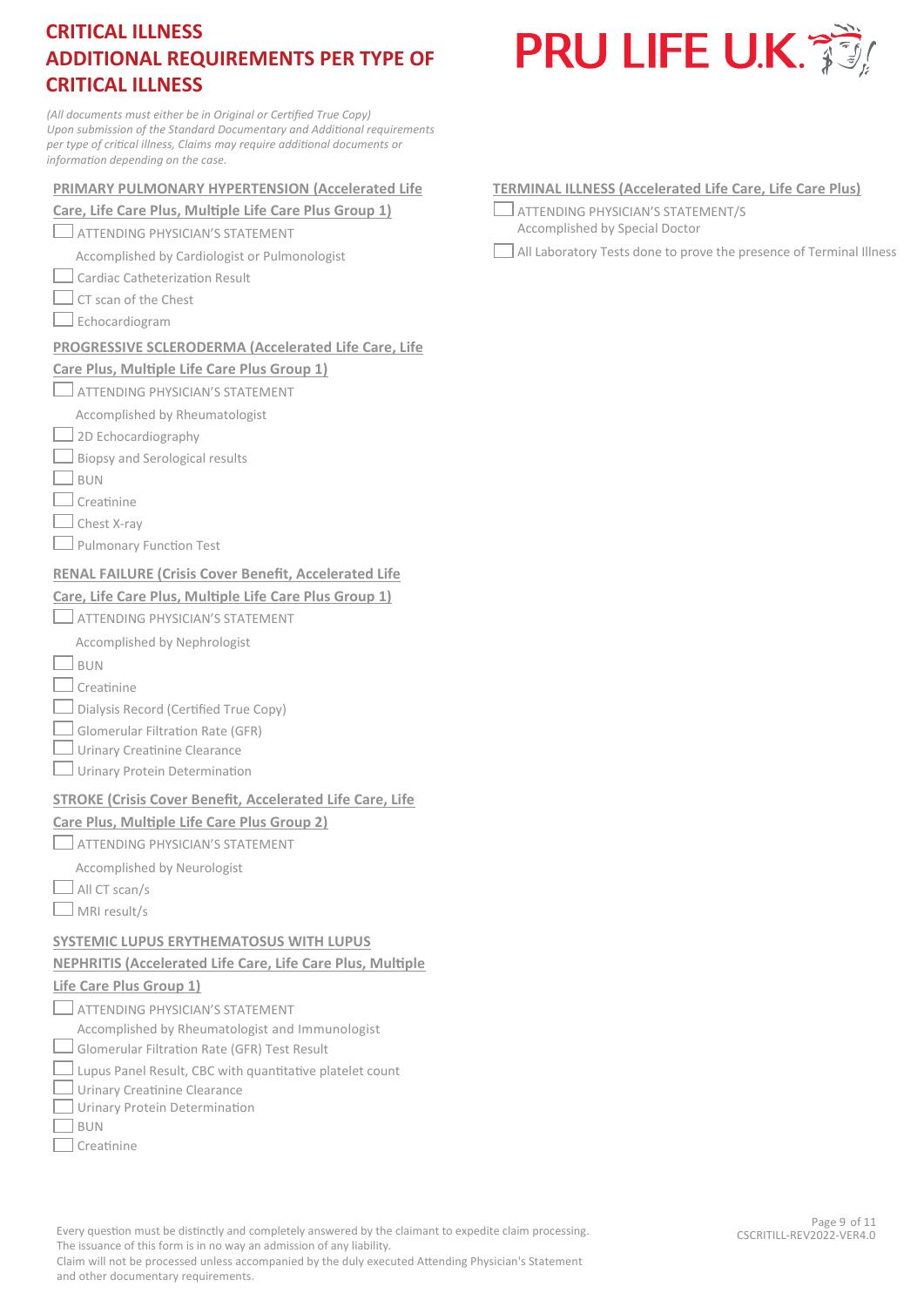# CRITICAL ILLNESS ADDITIONAL REQUIREMENTS PER TYPE OF CRITICAL ILLNESS

PRU LIFE U.K.

*(All documents must either be in Original or Certified True Copy)*
*Upon submission of the Standard Documentary and Additional requirements per type of critical illness, Claims may require additional documents or information depending on the case.*

## PRIMARY PULMONARY HYPERTENSION (Accelerated Life Care, Life Care Plus, Multiple Life Care Plus Group 1)

- ☐ ATTENDING PHYSICIAN'S STATEMENT
  Accomplished by Cardiologist or Pulmonologist
- ☐ Cardiac Catheterization Result
- ☐ CT scan of the Chest
- ☐ Echocardiogram

## PROGRESSIVE SCLERODERMA (Accelerated Life Care, Life Care Plus, Multiple Life Care Plus Group 1)

- ☐ ATTENDING PHYSICIAN'S STATEMENT
  Accomplished by Rheumatologist
- ☐ 2D Echocardiography
- ☐ Biopsy and Serological results
- ☐ BUN
- ☐ Creatinine
- ☐ Chest X-ray
- ☐ Pulmonary Function Test

## RENAL FAILURE (Crisis Cover Benefit, Accelerated Life Care, Life Care Plus, Multiple Life Care Plus Group 1)

- ☐ ATTENDING PHYSICIAN'S STATEMENT
  Accomplished by Nephrologist
- ☐ BUN
- ☐ Creatinine
- ☐ Dialysis Record (Certified True Copy)
- ☐ Glomerular Filtration Rate (GFR)
- ☐ Urinary Creatinine Clearance
- ☐ Urinary Protein Determination

## STROKE (Crisis Cover Benefit, Accelerated Life Care, Life Care Plus, Multiple Life Care Plus Group 2)

- ☐ ATTENDING PHYSICIAN'S STATEMENT
  Accomplished by Neurologist
- ☐ All CT scan/s
- ☐ MRI result/s

## SYSTEMIC LUPUS ERYTHEMATOSUS WITH LUPUS NEPHRITIS (Accelerated Life Care, Life Care Plus, Multiple Life Care Plus Group 1)

- ☐ ATTENDING PHYSICIAN'S STATEMENT
  Accomplished by Rheumatologist and Immunologist
- ☐ Glomerular Filtration Rate (GFR) Test Result
- ☐ Lupus Panel Result, CBC with quantitative platelet count
- ☐ Urinary Creatinine Clearance
- ☐ Urinary Protein Determination
- ☐ BUN
- ☐ Creatinine

## TERMINAL ILLNESS (Accelerated Life Care, Life Care Plus)

- ☐ ATTENDING PHYSICIAN'S STATEMENT/S
  Accomplished by Special Doctor
- ☐ All Laboratory Tests done to prove the presence of Terminal Illness

Every question must be distinctly and completely answered by the claimant to expedite claim processing.
The issuance of this form is in no way an admission of any liability.
Claim will not be processed unless accompanied by the duly executed Attending Physician's Statement and other documentary requirements.

CSCRITILL-REV2022-VER4.0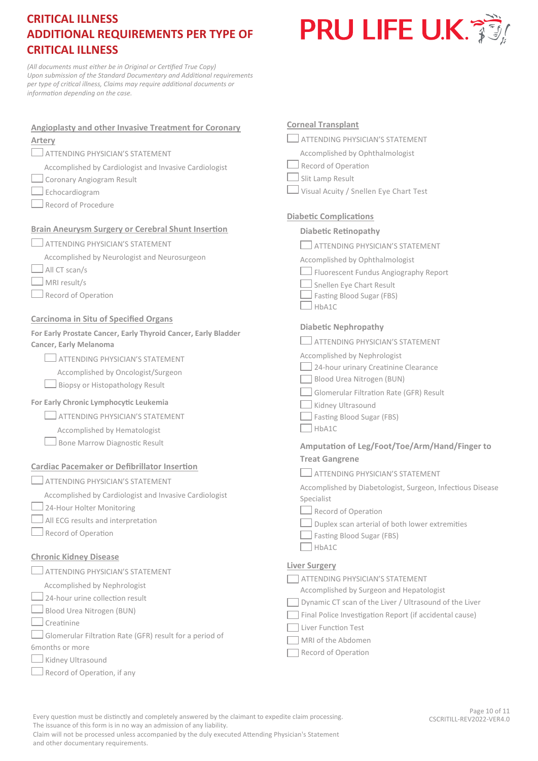# CRITICAL ILLNESS ADDITIONAL REQUIREMENTS PER TYPE OF CRITICAL ILLNESS

PRU LIFE U.K.

*(All documents must either be in Original or Certified True Copy) Upon submission of the Standard Documentary and Additional requirements per type of critical illness, Claims may require additional documents or information depending on the case.*

## Angioplasty and other Invasive Treatment for Coronary Artery

- ☐ ATTENDING PHYSICIAN'S STATEMENT
  Accomplished by Cardiologist and Invasive Cardiologist
- ☐ Coronary Angiogram Result
- ☐ Echocardiogram
- ☐ Record of Procedure

## Brain Aneurysm Surgery or Cerebral Shunt Insertion

- ☐ ATTENDING PHYSICIAN'S STATEMENT
  Accomplished by Neurologist and Neurosurgeon
- ☐ All CT scan/s
- ☐ MRI result/s
- ☐ Record of Operation

## Carcinoma in Situ of Specified Organs

**For Early Prostate Cancer, Early Thyroid Cancer, Early Bladder Cancer, Early Melanoma**

- ☐ ATTENDING PHYSICIAN'S STATEMENT
  Accomplished by Oncologist/Surgeon
- ☐ Biopsy or Histopathology Result

**For Early Chronic Lymphocytic Leukemia**

- ☐ ATTENDING PHYSICIAN'S STATEMENT
  Accomplished by Hematologist
- ☐ Bone Marrow Diagnostic Result

## Cardiac Pacemaker or Defibrillator Insertion

- ☐ ATTENDING PHYSICIAN'S STATEMENT
  Accomplished by Cardiologist and Invasive Cardiologist
- ☐ 24-Hour Holter Monitoring
- ☐ All ECG results and interpretation
- ☐ Record of Operation

## Chronic Kidney Disease

- ☐ ATTENDING PHYSICIAN'S STATEMENT
  Accomplished by Nephrologist
- ☐ 24-hour urine collection result
- ☐ Blood Urea Nitrogen (BUN)
- ☐ Creatinine
- ☐ Glomerular Filtration Rate (GFR) result for a period of 6months or more
- ☐ Kidney Ultrasound
- ☐ Record of Operation, if any

## Corneal Transplant

- ☐ ATTENDING PHYSICIAN'S STATEMENT
  Accomplished by Ophthalmologist
- ☐ Record of Operation
- ☐ Slit Lamp Result
- ☐ Visual Acuity / Snellen Eye Chart Test

## Diabetic Complications

### Diabetic Retinopathy

- ☐ ATTENDING PHYSICIAN'S STATEMENT
  Accomplished by Ophthalmologist
- ☐ Fluorescent Fundus Angiography Report
- ☐ Snellen Eye Chart Result
- ☐ Fasting Blood Sugar (FBS)
- ☐ HbA1C

### Diabetic Nephropathy

- ☐ ATTENDING PHYSICIAN'S STATEMENT
  Accomplished by Nephrologist
- ☐ 24-hour urinary Creatinine Clearance
- ☐ Blood Urea Nitrogen (BUN)
- ☐ Glomerular Filtration Rate (GFR) Result
- ☐ Kidney Ultrasound
- ☐ Fasting Blood Sugar (FBS)
- ☐ HbA1C

### Amputation of Leg/Foot/Toe/Arm/Hand/Finger to Treat Gangrene

- ☐ ATTENDING PHYSICIAN'S STATEMENT
  Accomplished by Diabetologist, Surgeon, Infectious Disease Specialist
- ☐ Record of Operation
- ☐ Duplex scan arterial of both lower extremities
- ☐ Fasting Blood Sugar (FBS)
- ☐ HbA1C

## Liver Surgery

- ☐ ATTENDING PHYSICIAN'S STATEMENT
  Accomplished by Surgeon and Hepatologist
- ☐ Dynamic CT scan of the Liver / Ultrasound of the Liver
- ☐ Final Police Investigation Report (if accidental cause)
- ☐ Liver Function Test
- ☐ MRI of the Abdomen
- ☐ Record of Operation

Every question must be distinctly and completely answered by the claimant to expedite claim processing.
The issuance of this form is in no way an admission of any liability.
Claim will not be processed unless accompanied by the duly executed Attending Physician's Statement and other documentary requirements.

CSCRITILL-REV2022-VER4.0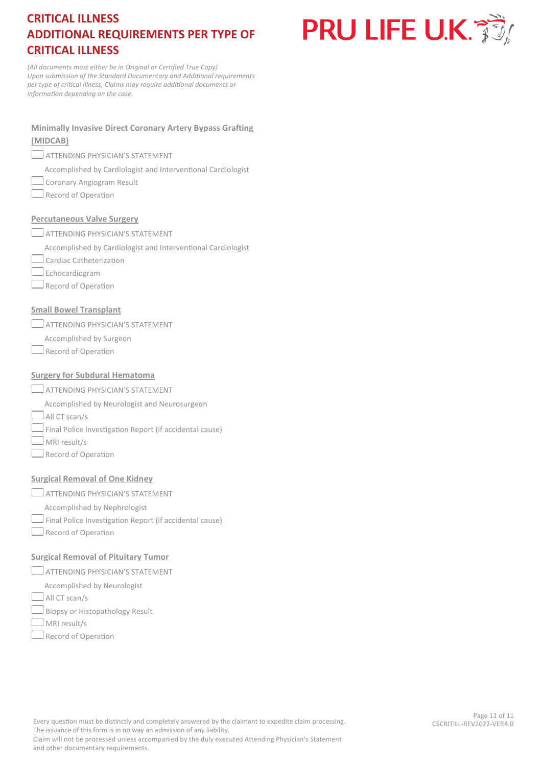# CRITICAL ILLNESS ADDITIONAL REQUIREMENTS PER TYPE OF CRITICAL ILLNESS

PRU LIFE U.K.

*(All documents must either be in Original or Certified True Copy) Upon submission of the Standard Documentary and Additional requirements per type of critical illness, Claims may require additional documents or information depending on the case.*

## Minimally Invasive Direct Coronary Artery Bypass Grafting (MIDCAB)

- [ ] ATTENDING PHYSICIAN'S STATEMENT
  Accomplished by Cardiologist and Interventional Cardiologist
- [ ] Coronary Angiogram Result
- [ ] Record of Operation

## Percutaneous Valve Surgery

- [ ] ATTENDING PHYSICIAN'S STATEMENT
  Accomplished by Cardiologist and Interventional Cardiologist
- [ ] Cardiac Catheterization
- [ ] Echocardiogram
- [ ] Record of Operation

## Small Bowel Transplant

- [ ] ATTENDING PHYSICIAN'S STATEMENT
  Accomplished by Surgeon
- [ ] Record of Operation

## Surgery for Subdural Hematoma

- [ ] ATTENDING PHYSICIAN'S STATEMENT
  Accomplished by Neurologist and Neurosurgeon
- [ ] All CT scan/s
- [ ] Final Police Investigation Report (if accidental cause)
- [ ] MRI result/s
- [ ] Record of Operation

## Surgical Removal of One Kidney

- [ ] ATTENDING PHYSICIAN'S STATEMENT
  Accomplished by Nephrologist
- [ ] Final Police Investigation Report (if accidental cause)
- [ ] Record of Operation

## Surgical Removal of Pituitary Tumor

- [ ] ATTENDING PHYSICIAN'S STATEMENT
  Accomplished by Neurologist
- [ ] All CT scan/s
- [ ] Biopsy or Histopathology Result
- [ ] MRI result/s
- [ ] Record of Operation

Every question must be distinctly and completely answered by the claimant to expedite claim processing.
The issuance of this form is in no way an admission of any liability.
Claim will not be processed unless accompanied by the duly executed Attending Physician's Statement and other documentary requirements.

CSCRITILL-REV2022-VER4.0